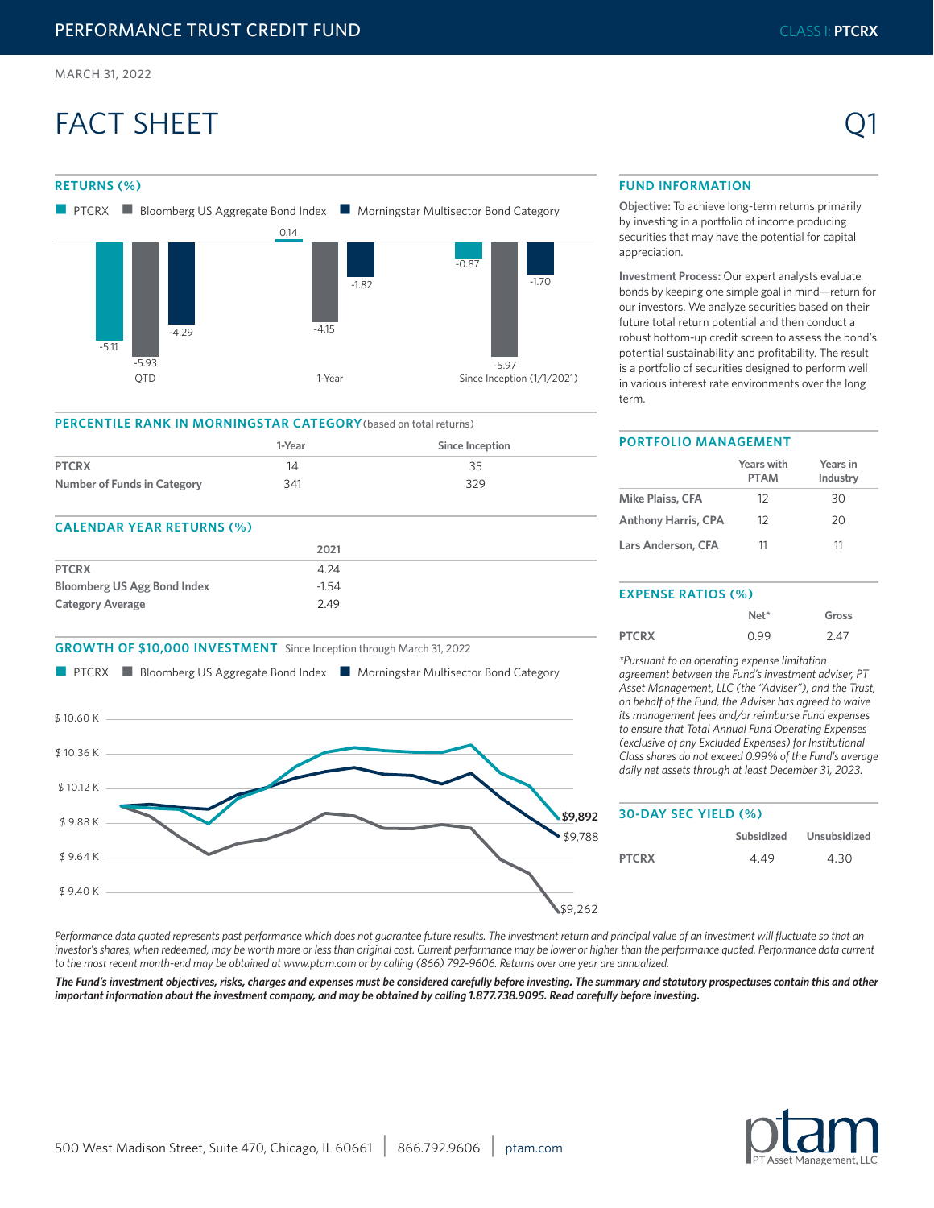# PERFORMANCE TRUST CREDIT FUND

CLASS I: **PTCRX**

MARCH 31, 2022

# FACT SHEET

Q1

## RETURNS (%)

| | PTCRX | Bloomberg US Aggregate Bond Index | Morningstar Multisector Bond Category |
|---|---|---|---|
| QTD | -5.11 | -5.93 | -4.29 |
| 1-Year | 0.14 | -4.15 | -1.82 |
| Since Inception (1/1/2021) | -0.87 | -5.97 | -1.70 |

## PERCENTILE RANK IN MORNINGSTAR CATEGORY (based on total returns)

| | 1-Year | Since Inception |
|---|---|---|
| **PTCRX** | 14 | 35 |
| **Number of Funds in Category** | 341 | 329 |

## CALENDAR YEAR RETURNS (%)

| | 2021 |
|---|---|
| **PTCRX** | 4.24 |
| **Bloomberg US Agg Bond Index** | -1.54 |
| **Category Average** | 2.49 |

## GROWTH OF $10,000 INVESTMENT Since Inception through March 31, 2022

PTCRX: **$9,892**; Morningstar Multisector Bond Category: $9,788; Bloomberg US Aggregate Bond Index: $9,262

## FUND INFORMATION

**Objective:** To achieve long-term returns primarily by investing in a portfolio of income producing securities that may have the potential for capital appreciation.

**Investment Process:** Our expert analysts evaluate bonds by keeping one simple goal in mind—return for our investors. We analyze securities based on their future total return potential and then conduct a robust bottom-up credit screen to assess the bond's potential sustainability and profitability. The result is a portfolio of securities designed to perform well in various interest rate environments over the long term.

## PORTFOLIO MANAGEMENT

| | Years with PTAM | Years in Industry |
|---|---|---|
| **Mike Plaiss, CFA** | 12 | 30 |
| **Anthony Harris, CPA** | 12 | 20 |
| **Lars Anderson, CFA** | 11 | 11 |

## EXPENSE RATIOS (%)

| | Net* | Gross |
|---|---|---|
| **PTCRX** | 0.99 | 2.47 |

*\*Pursuant to an operating expense limitation agreement between the Fund's investment adviser, PT Asset Management, LLC (the "Adviser"), and the Trust, on behalf of the Fund, the Adviser has agreed to waive its management fees and/or reimburse Fund expenses to ensure that Total Annual Fund Operating Expenses (exclusive of any Excluded Expenses) for Institutional Class shares do not exceed 0.99% of the Fund's average daily net assets through at least December 31, 2023.*

## 30-DAY SEC YIELD (%)

| | Subsidized | Unsubsidized |
|---|---|---|
| **PTCRX** | 4.49 | 4.30 |

*Performance data quoted represents past performance which does not guarantee future results. The investment return and principal value of an investment will fluctuate so that an investor's shares, when redeemed, may be worth more or less than original cost. Current performance may be lower or higher than the performance quoted. Performance data current to the most recent month-end may be obtained at www.ptam.com or by calling (866) 792-9606. Returns over one year are annualized.*

***The Fund's investment objectives, risks, charges and expenses must be considered carefully before investing. The summary and statutory prospectuses contain this and other important information about the investment company, and may be obtained by calling 1.877.738.9095. Read carefully before investing.***

500 West Madison Street, Suite 470, Chicago, IL 60661 | 866.792.9606 | ptam.com

ptam PT Asset Management, LLC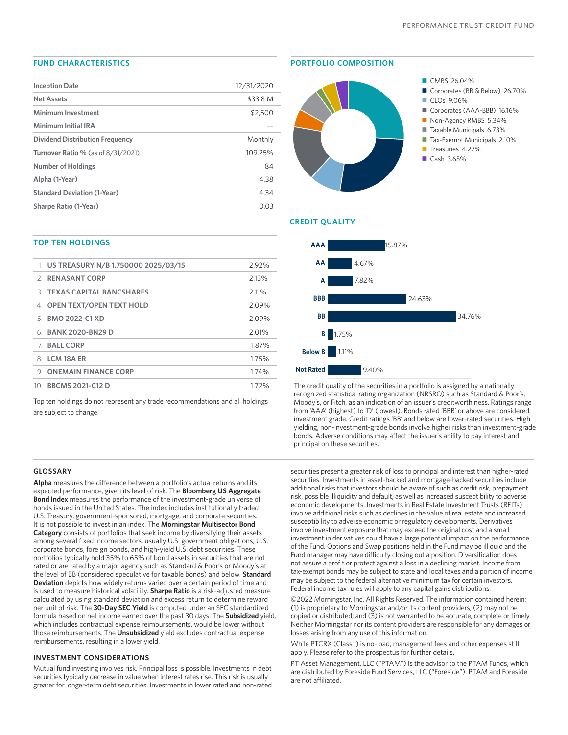## FUND CHARACTERISTICS

| | |
|---|---|
| Inception Date | 12/31/2020 |
| Net Assets | $33.8 M |
| Minimum Investment | $2,500 |
| Minimum Initial IRA | — |
| Dividend Distribution Frequency | Monthly |
| Turnover Ratio % (as of 8/31/2021) | 109.25% |
| Number of Holdings | 84 |
| Alpha (1-Year) | 4.38 |
| Standard Deviation (1-Year) | 4.34 |
| Sharpe Ratio (1-Year) | 0.03 |

## PORTFOLIO COMPOSITION

CMBS 26.04%
Corporates (BB & Below) 26.70%
CLOs 9.06%
Corporates (AAA-BBB) 16.16%
Non-Agency RMBS 5.34%
Taxable Municipals 6.73%
Tax-Exempt Municipals 2.10%
Treasuries 4.22%
Cash 3.65%

## TOP TEN HOLDINGS

| | |
|---|---|
| 1. US TREASURY N/B 1.750000 2025/03/15 | 2.92% |
| 2. RENASANT CORP | 2.13% |
| 3. TEXAS CAPITAL BANCSHARES | 2.11% |
| 4. OPEN TEXT/OPEN TEXT HOLD | 2.09% |
| 5. BMO 2022-C1 XD | 2.09% |
| 6. BANK 2020-BN29 D | 2.01% |
| 7. BALL CORP | 1.87% |
| 8. LCM 18A ER | 1.75% |
| 9. ONEMAIN FINANCE CORP | 1.74% |
| 10. BBCMS 2021-C12 D | 1.72% |

Top ten holdings do not represent any trade recommendations and all holdings are subject to change.

## CREDIT QUALITY

AAA 15.87%
AA 4.67%
A 7.82%
BBB 24.63%
BB 34.76%
B 1.75%
Below B 1.11%
Not Rated 9.40%

The credit quality of the securities in a portfolio is assigned by a nationally recognized statistical rating organization (NRSRO) such as Standard & Poor's, Moody's, or Fitch, as an indication of an issuer's creditworthiness. Ratings range from 'AAA' (highest) to 'D' (lowest). Bonds rated 'BBB' or above are considered investment grade. Credit ratings 'BB' and below are lower-rated securities. High yielding, non-investment-grade bonds involve higher risks than investment-grade bonds. Adverse conditions may affect the issuer's ability to pay interest and principal on these securities.

## GLOSSARY

**Alpha** measures the difference between a portfolio's actual returns and its expected performance, given its level of risk. The **Bloomberg US Aggregate Bond Index** measures the performance of the investment-grade universe of bonds issued in the United States. The index includes institutionally traded U.S. Treasury, government-sponsored, mortgage, and corporate securities. It is not possible to invest in an index. The **Morningstar Multisector Bond Category** consists of portfolios that seek income by diversifying their assets among several fixed income sectors, usually U.S. government obligations, U.S. corporate bonds, foreign bonds, and high-yield U.S. debt securities. These portfolios typically hold 35% to 65% of bond assets in securities that are not rated or are rated by a major agency such as Standard & Poor's or Moody's at the level of BB (considered speculative for taxable bonds) and below. **Standard Deviation** depicts how widely returns varied over a certain period of time and is used to measure historical volatility. **Sharpe Ratio** is a risk-adjusted measure calculated by using standard deviation and excess return to determine reward per unit of risk. The **30-Day SEC Yield** is computed under an SEC standardized formula based on net income earned over the past 30 days. The **Subsidized** yield, which includes contractual expense reimbursements, would be lower without those reimbursements. The **Unsubsidized** yield excludes contractual expense reimbursements, resulting in a lower yield.

## INVESTMENT CONSIDERATIONS

Mutual fund investing involves risk. Principal loss is possible. Investments in debt securities typically decrease in value when interest rates rise. This risk is usually greater for longer-term debt securities. Investments in lower rated and non-rated securities present a greater risk of loss to principal and interest than higher-rated securities. Investments in asset-backed and mortgage-backed securities include additional risks that investors should be aware of such as credit risk, prepayment risk, possible illiquidity and default, as well as increased susceptibility to adverse economic developments. Investments in Real Estate Investment Trusts (REITs) involve additional risks such as declines in the value of real estate and increased susceptibility to adverse economic or regulatory developments. Derivatives involve investment exposure that may exceed the original cost and a small investment in derivatives could have a large potential impact on the performance of the Fund. Options and Swap positions held in the Fund may be illiquid and the Fund manager may have difficulty closing out a position. Diversification does not assure a profit or protect against a loss in a declining market. Income from tax-exempt bonds may be subject to state and local taxes and a portion of income may be subject to the federal alternative minimum tax for certain investors. Federal income tax rules will apply to any capital gains distributions.

©2022 Morningstar, Inc. All Rights Reserved. The information contained herein: (1) is proprietary to Morningstar and/or its content providers; (2) may not be copied or distributed; and (3) is not warranted to be accurate, complete or timely. Neither Morningstar nor its content providers are responsible for any damages or losses arising from any use of this information.

While PTCRX (Class I) is no-load, management fees and other expenses still apply. Please refer to the prospectus for further details.

PT Asset Management, LLC ("PTAM") is the advisor to the PTAM Funds, which are distributed by Foreside Fund Services, LLC ("Foreside"). PTAM and Foreside are not affiliated.